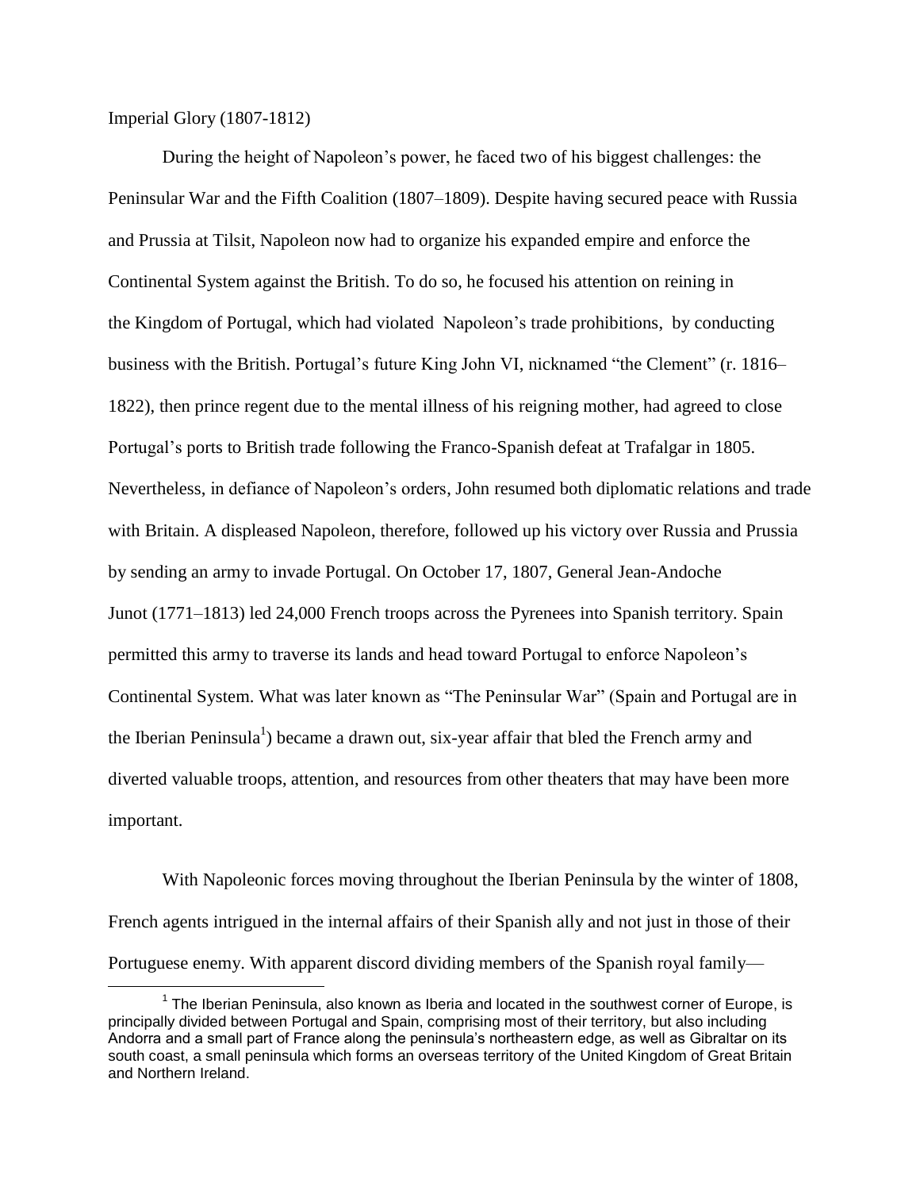# Imperial Glory (1807-1812)

During the height of Napoleon's power, he faced two of his biggest challenges: the Peninsular War and the Fifth Coalition (1807–1809). Despite having secured peace with Russia and Prussia at Tilsit, Napoleon now had to organize his expanded empire and enforce the Continental System against the British. To do so, he focused his attention on reining in the Kingdom of Portugal, which had violated Napoleon's trade prohibitions, by conducting business with the British. Portugal's future King John VI, nicknamed "the Clement" (r. 1816–1822), then prince regent due to the mental illness of his reigning mother, had agreed to close Portugal's ports to British trade following the Franco-Spanish defeat at Trafalgar in 1805. Nevertheless, in defiance of Napoleon's orders, John resumed both diplomatic relations and trade with Britain. A displeased Napoleon, therefore, followed up his victory over Russia and Prussia by sending an army to invade Portugal. On October 17, 1807, General Jean-Andoche Junot (1771–1813) led 24,000 French troops across the Pyrenees into Spanish territory. Spain permitted this army to traverse its lands and head toward Portugal to enforce Napoleon's Continental System. What was later known as "The Peninsular War" (Spain and Portugal are in the Iberian Peninsula[1]) became a drawn out, six-year affair that bled the French army and diverted valuable troops, attention, and resources from other theaters that may have been more important.

With Napoleonic forces moving throughout the Iberian Peninsula by the winter of 1808, French agents intrigued in the internal affairs of their Spanish ally and not just in those of their Portuguese enemy. With apparent discord dividing members of the Spanish royal family—

---

[1] The Iberian Peninsula, also known as Iberia and located in the southwest corner of Europe, is principally divided between Portugal and Spain, comprising most of their territory, but also including Andorra and a small part of France along the peninsula's northeastern edge, as well as Gibraltar on its south coast, a small peninsula which forms an overseas territory of the United Kingdom of Great Britain and Northern Ireland.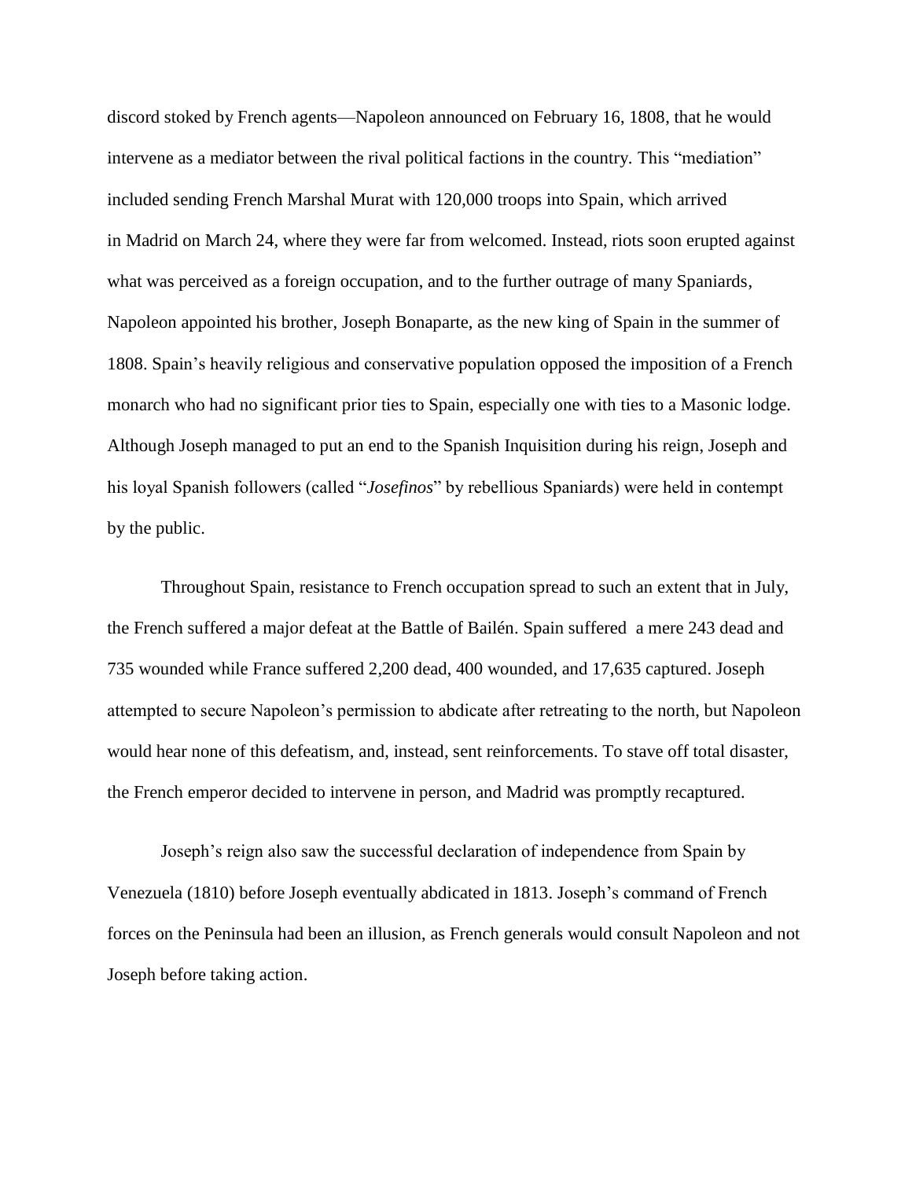discord stoked by French agents—Napoleon announced on February 16, 1808, that he would intervene as a mediator between the rival political factions in the country. This "mediation" included sending French Marshal Murat with 120,000 troops into Spain, which arrived in Madrid on March 24, where they were far from welcomed. Instead, riots soon erupted against what was perceived as a foreign occupation, and to the further outrage of many Spaniards, Napoleon appointed his brother, Joseph Bonaparte, as the new king of Spain in the summer of 1808. Spain's heavily religious and conservative population opposed the imposition of a French monarch who had no significant prior ties to Spain, especially one with ties to a Masonic lodge. Although Joseph managed to put an end to the Spanish Inquisition during his reign, Joseph and his loyal Spanish followers (called "*Josefinos*" by rebellious Spaniards) were held in contempt by the public.

Throughout Spain, resistance to French occupation spread to such an extent that in July, the French suffered a major defeat at the Battle of Bailén. Spain suffered a mere 243 dead and 735 wounded while France suffered 2,200 dead, 400 wounded, and 17,635 captured. Joseph attempted to secure Napoleon's permission to abdicate after retreating to the north, but Napoleon would hear none of this defeatism, and, instead, sent reinforcements. To stave off total disaster, the French emperor decided to intervene in person, and Madrid was promptly recaptured.

Joseph's reign also saw the successful declaration of independence from Spain by Venezuela (1810) before Joseph eventually abdicated in 1813. Joseph's command of French forces on the Peninsula had been an illusion, as French generals would consult Napoleon and not Joseph before taking action.